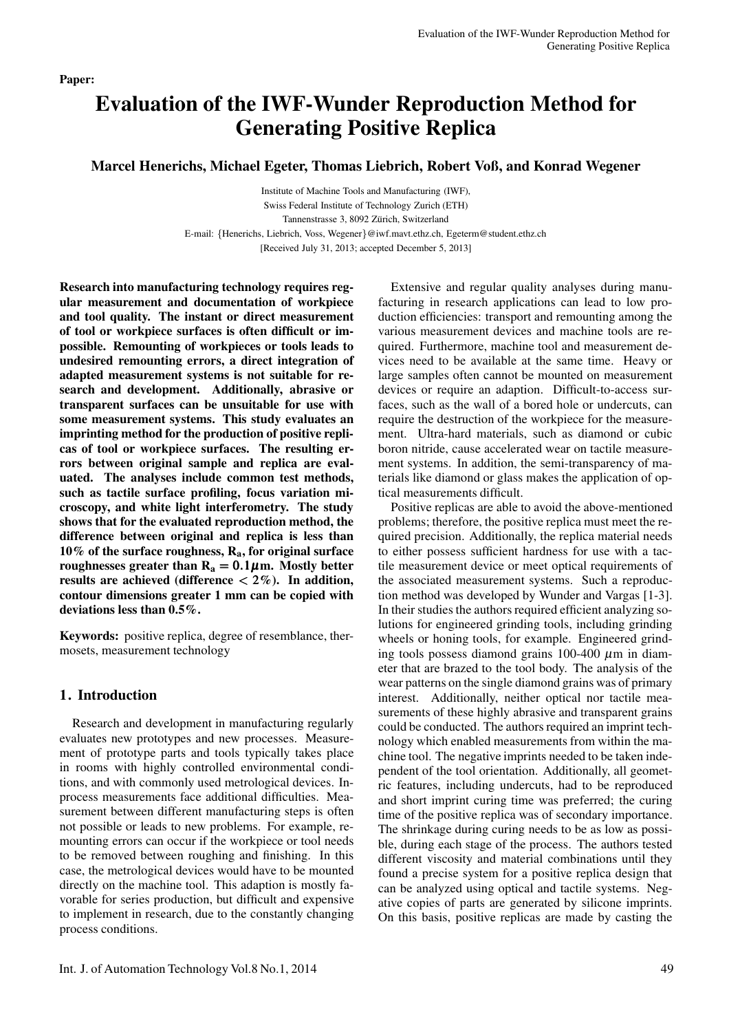Paper:

# Evaluation of the IWF-Wunder Reproduction Method for Generating Positive Replica

**Marcel Henerichs, Michael Egeter, Thomas Liebrich, Robert Voß, and Konrad Wegener**

Institute of Machine Tools and Manufacturing (IWF),
Swiss Federal Institute of Technology Zurich (ETH)
Tannenstrasse 3, 8092 Zürich, Switzerland
E-mail: {Henerichs, Liebrich, Voss, Wegener}@iwf.mavt.ethz.ch, Egeterm@student.ethz.ch
[Received July 31, 2013; accepted December 5, 2013]

**Research into manufacturing technology requires regular measurement and documentation of workpiece and tool quality. The instant or direct measurement of tool or workpiece surfaces is often difficult or impossible. Remounting of workpieces or tools leads to undesired remounting errors, a direct integration of adapted measurement systems is not suitable for research and development. Additionally, abrasive or transparent surfaces can be unsuitable for use with some measurement systems. This study evaluates an imprinting method for the production of positive replicas of tool or workpiece surfaces. The resulting errors between original sample and replica are evaluated. The analyses include common test methods, such as tactile surface profiling, focus variation microscopy, and white light interferometry. The study shows that for the evaluated reproduction method, the difference between original and replica is less than 10% of the surface roughness, $R_a$, for original surface roughnesses greater than $R_a = 0.1\mu m$. Mostly better results are achieved (difference $< 2\%$). In addition, contour dimensions greater 1 mm can be copied with deviations less than 0.5%.**

**Keywords:** positive replica, degree of resemblance, thermosets, measurement technology

## 1. Introduction

Research and development in manufacturing regularly evaluates new prototypes and new processes. Measurement of prototype parts and tools typically takes place in rooms with highly controlled environmental conditions, and with commonly used metrological devices. In-process measurements face additional difficulties. Measurement between different manufacturing steps is often not possible or leads to new problems. For example, remounting errors can occur if the workpiece or tool needs to be removed between roughing and finishing. In this case, the metrological devices would have to be mounted directly on the machine tool. This adaption is mostly favorable for series production, but difficult and expensive to implement in research, due to the constantly changing process conditions.

Extensive and regular quality analyses during manufacturing in research applications can lead to low production efficiencies: transport and remounting among the various measurement devices and machine tools are required. Furthermore, machine tool and measurement devices need to be available at the same time. Heavy or large samples often cannot be mounted on measurement devices or require an adaption. Difficult-to-access surfaces, such as the wall of a bored hole or undercuts, can require the destruction of the workpiece for the measurement. Ultra-hard materials, such as diamond or cubic boron nitride, cause accelerated wear on tactile measurement systems. In addition, the semi-transparency of materials like diamond or glass makes the application of optical measurements difficult.

Positive replicas are able to avoid the above-mentioned problems; therefore, the positive replica must meet the required precision. Additionally, the replica material needs to either possess sufficient hardness for use with a tactile measurement device or meet optical requirements of the associated measurement systems. Such a reproduction method was developed by Wunder and Vargas [1-3]. In their studies the authors required efficient analyzing solutions for engineered grinding tools, including grinding wheels or honing tools, for example. Engineered grinding tools possess diamond grains 100-400 $\mu$m in diameter that are brazed to the tool body. The analysis of the wear patterns on the single diamond grains was of primary interest. Additionally, neither optical nor tactile measurements of these highly abrasive and transparent grains could be conducted. The authors required an imprint technology which enabled measurements from within the machine tool. The negative imprints needed to be taken independent of the tool orientation. Additionally, all geometric features, including undercuts, had to be reproduced and short imprint curing time was preferred; the curing time of the positive replica was of secondary importance. The shrinkage during curing needs to be as low as possible, during each stage of the process. The authors tested different viscosity and material combinations until they found a precise system for a positive replica design that can be analyzed using optical and tactile systems. Negative copies of parts are generated by silicone imprints. On this basis, positive replicas are made by casting the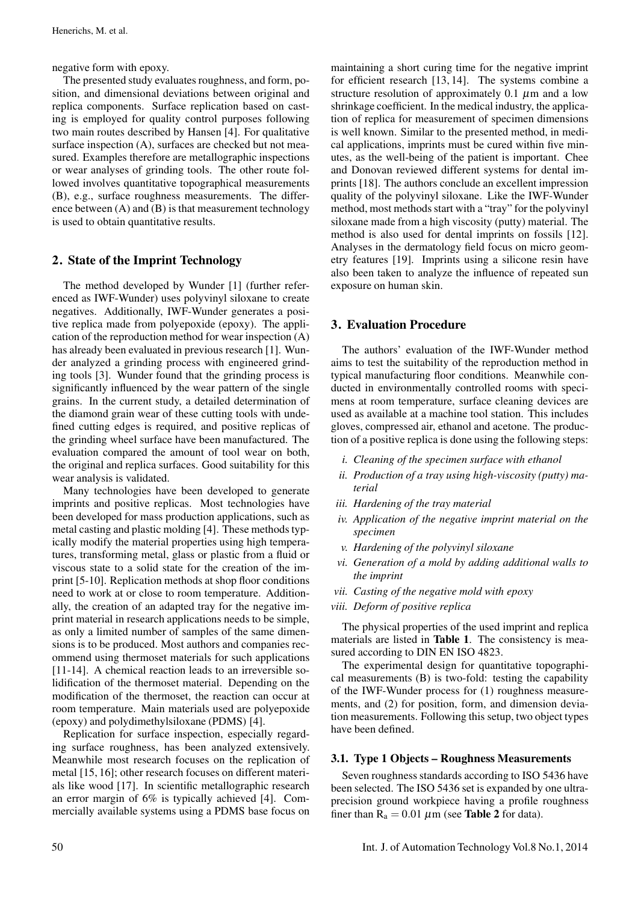negative form with epoxy.

The presented study evaluates roughness, and form, position, and dimensional deviations between original and replica components. Surface replication based on casting is employed for quality control purposes following two main routes described by Hansen [4]. For qualitative surface inspection (A), surfaces are checked but not measured. Examples therefore are metallographic inspections or wear analyses of grinding tools. The other route followed involves quantitative topographical measurements (B), e.g., surface roughness measurements. The difference between (A) and (B) is that measurement technology is used to obtain quantitative results.

## 2. State of the Imprint Technology

The method developed by Wunder [1] (further referenced as IWF-Wunder) uses polyvinyl siloxane to create negatives. Additionally, IWF-Wunder generates a positive replica made from polyepoxide (epoxy). The application of the reproduction method for wear inspection (A) has already been evaluated in previous research [1]. Wunder analyzed a grinding process with engineered grinding tools [3]. Wunder found that the grinding process is significantly influenced by the wear pattern of the single grains. In the current study, a detailed determination of the diamond grain wear of these cutting tools with undefined cutting edges is required, and positive replicas of the grinding wheel surface have been manufactured. The evaluation compared the amount of tool wear on both, the original and replica surfaces. Good suitability for this wear analysis is validated.

Many technologies have been developed to generate imprints and positive replicas. Most technologies have been developed for mass production applications, such as metal casting and plastic molding [4]. These methods typically modify the material properties using high temperatures, transforming metal, glass or plastic from a fluid or viscous state to a solid state for the creation of the imprint [5-10]. Replication methods at shop floor conditions need to work at or close to room temperature. Additionally, the creation of an adapted tray for the negative imprint material in research applications needs to be simple, as only a limited number of samples of the same dimensions is to be produced. Most authors and companies recommend using thermoset materials for such applications [11-14]. A chemical reaction leads to an irreversible solidification of the thermoset material. Depending on the modification of the thermoset, the reaction can occur at room temperature. Main materials used are polyepoxide (epoxy) and polydimethylsiloxane (PDMS) [4].

Replication for surface inspection, especially regarding surface roughness, has been analyzed extensively. Meanwhile most research focuses on the replication of metal [15, 16]; other research focuses on different materials like wood [17]. In scientific metallographic research an error margin of 6% is typically achieved [4]. Commercially available systems using a PDMS base focus on maintaining a short curing time for the negative imprint for efficient research [13, 14]. The systems combine a structure resolution of approximately 0.1 $\mu$m and a low shrinkage coefficient. In the medical industry, the application of replica for measurement of specimen dimensions is well known. Similar to the presented method, in medical applications, imprints must be cured within five minutes, as the well-being of the patient is important. Chee and Donovan reviewed different systems for dental imprints [18]. The authors conclude an excellent impression quality of the polyvinyl siloxane. Like the IWF-Wunder method, most methods start with a "tray" for the polyvinyl siloxane made from a high viscosity (putty) material. The method is also used for dental imprints on fossils [12]. Analyses in the dermatology field focus on micro geometry features [19]. Imprints using a silicone resin have also been taken to analyze the influence of repeated sun exposure on human skin.

## 3. Evaluation Procedure

The authors' evaluation of the IWF-Wunder method aims to test the suitability of the reproduction method in typical manufacturing floor conditions. Meanwhile conducted in environmentally controlled rooms with specimens at room temperature, surface cleaning devices are used as available at a machine tool station. This includes gloves, compressed air, ethanol and acetone. The production of a positive replica is done using the following steps:

i. *Cleaning of the specimen surface with ethanol*
ii. *Production of a tray using high-viscosity (putty) material*
iii. *Hardening of the tray material*
iv. *Application of the negative imprint material on the specimen*
v. *Hardening of the polyvinyl siloxane*
vi. *Generation of a mold by adding additional walls to the imprint*
vii. *Casting of the negative mold with epoxy*
viii. *Deform of positive replica*

The physical properties of the used imprint and replica materials are listed in **Table 1**. The consistency is measured according to DIN EN ISO 4823.

The experimental design for quantitative topographical measurements (B) is two-fold: testing the capability of the IWF-Wunder process for (1) roughness measurements, and (2) for position, form, and dimension deviation measurements. Following this setup, two object types have been defined.

### 3.1. Type 1 Objects – Roughness Measurements

Seven roughness standards according to ISO 5436 have been selected. The ISO 5436 set is expanded by one ultra-precision ground workpiece having a profile roughness finer than $R_a = 0.01$ $\mu$m (see **Table 2** for data).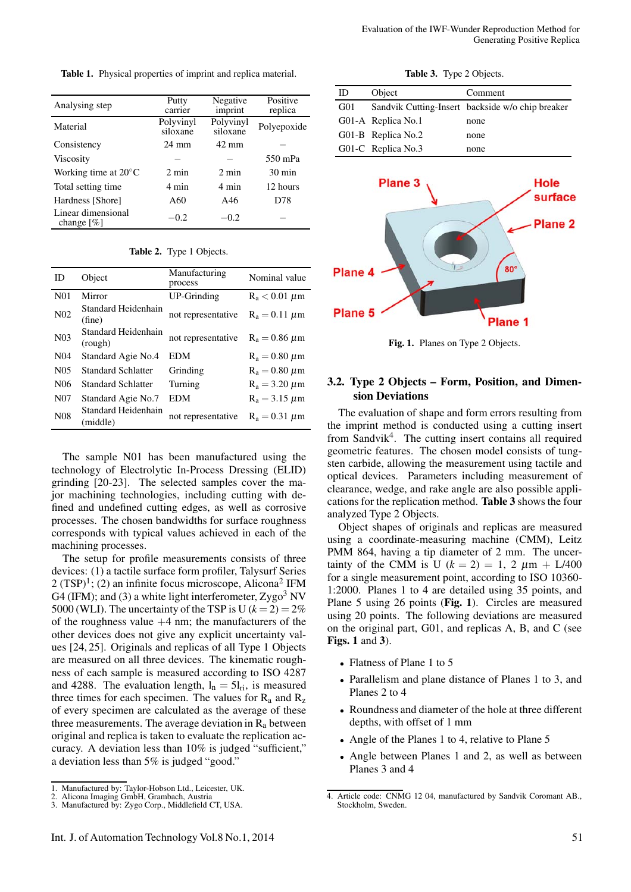**Table 1.** Physical properties of imprint and replica material.

| Analysing step | Putty carrier | Negative imprint | Positive replica |
|---|---|---|---|
| Material | Polyvinyl siloxane | Polyvinyl siloxane | Polyepoxide |
| Consistency | 24 mm | 42 mm | – |
| Viscosity | – | – | 550 mPa |
| Working time at 20°C | 2 min | 2 min | 30 min |
| Total setting time | 4 min | 4 min | 12 hours |
| Hardness [Shore] | A60 | A46 | D78 |
| Linear dimensional change [%] | −0.2 | −0.2 | – |

**Table 2.** Type 1 Objects.

| ID | Object | Manufacturing process | Nominal value |
|---|---|---|---|
| N01 | Mirror | UP-Grinding | $R_a < 0.01\ \mu m$ |
| N02 | Standard Heidenhain (fine) | not representative | $R_a = 0.11\ \mu m$ |
| N03 | Standard Heidenhain (rough) | not representative | $R_a = 0.86\ \mu m$ |
| N04 | Standard Agie No.4 | EDM | $R_a = 0.80\ \mu m$ |
| N05 | Standard Schlatter | Grinding | $R_a = 0.80\ \mu m$ |
| N06 | Standard Schlatter | Turning | $R_a = 3.20\ \mu m$ |
| N07 | Standard Agie No.7 | EDM | $R_a = 3.15\ \mu m$ |
| N08 | Standard Heidenhain (middle) | not representative | $R_a = 0.31\ \mu m$ |

The sample N01 has been manufactured using the technology of Electrolytic In-Process Dressing (ELID) grinding [20-23]. The selected samples cover the major machining technologies, including cutting with defined and undefined cutting edges, as well as corrosive processes. The chosen bandwidths for surface roughness corresponds with typical values achieved in each of the machining processes.

The setup for profile measurements consists of three devices: (1) a tactile surface form profiler, Talysurf Series 2 (TSP)[1]; (2) an infinite focus microscope, Alicona[2] IFM G4 (IFM); and (3) a white light interferometer, Zygo[3] NV 5000 (WLI). The uncertainty of the TSP is U ($k = 2$) = 2% of the roughness value +4 nm; the manufacturers of the other devices does not give any explicit uncertainty values [24, 25]. Originals and replicas of all Type 1 Objects are measured on all three devices. The kinematic roughness of each sample is measured according to ISO 4287 and 4288. The evaluation length, $l_n = 5l_{ri}$, is measured three times for each specimen. The values for $R_a$ and $R_z$ of every specimen are calculated as the average of these three measurements. The average deviation in $R_a$ between original and replica is taken to evaluate the replication accuracy. A deviation less than 10% is judged "sufficient," a deviation less than 5% is judged "good."

1. Manufactured by: Taylor-Hobson Ltd., Leicester, UK.
2. Alicona Imaging GmbH, Grambach, Austria
3. Manufactured by: Zygo Corp., Middlefield CT, USA.

**Table 3.** Type 2 Objects.

| ID | Object | Comment |
|---|---|---|
| G01 | Sandvik Cutting-Insert | backside w/o chip breaker |
| G01-A | Replica No.1 | none |
| G01-B | Replica No.2 | none |
| G01-C | Replica No.3 | none |

**Fig. 1.** Planes on Type 2 Objects.

## 3.2. Type 2 Objects – Form, Position, and Dimension Deviations

The evaluation of shape and form errors resulting from the imprint method is conducted using a cutting insert from Sandvik[4]. The cutting insert contains all required geometric features. The chosen model consists of tungsten carbide, allowing the measurement using tactile and optical devices. Parameters including measurement of clearance, wedge, and rake angle are also possible applications for the replication method. **Table 3** shows the four analyzed Type 2 Objects.

Object shapes of originals and replicas are measured using a coordinate-measuring machine (CMM), Leitz PMM 864, having a tip diameter of 2 mm. The uncertainty of the CMM is U ($k = 2$) = 1, 2 $\mu$m + L/400 for a single measurement point, according to ISO 10360-1:2000. Planes 1 to 4 are detailed using 35 points, and Plane 5 using 26 points (**Fig. 1**). Circles are measured using 20 points. The following deviations are measured on the original part, G01, and replicas A, B, and C (see **Figs. 1** and **3**).

- Flatness of Plane 1 to 5
- Parallelism and plane distance of Planes 1 to 3, and Planes 2 to 4
- Roundness and diameter of the hole at three different depths, with offset of 1 mm
- Angle of the Planes 1 to 4, relative to Plane 5
- Angle between Planes 1 and 2, as well as between Planes 3 and 4

4. Article code: CNMG 12 04, manufactured by Sandvik Coromant AB., Stockholm, Sweden.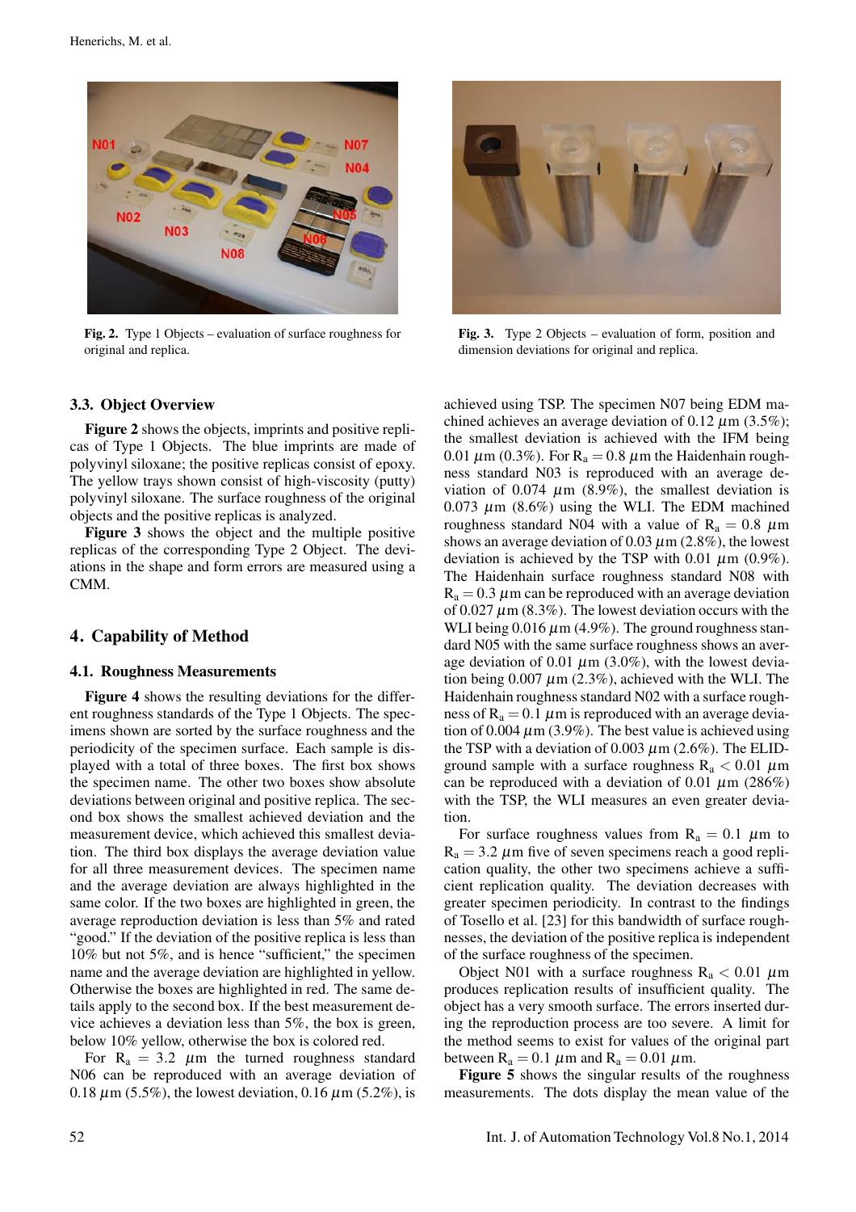Fig. 2. Type 1 Objects – evaluation of surface roughness for original and replica.

Fig. 3. Type 2 Objects – evaluation of form, position and dimension deviations for original and replica.

### 3.3. Object Overview

**Figure 2** shows the objects, imprints and positive replicas of Type 1 Objects. The blue imprints are made of polyvinyl siloxane; the positive replicas consist of epoxy. The yellow trays shown consist of high-viscosity (putty) polyvinyl siloxane. The surface roughness of the original objects and the positive replicas is analyzed.

**Figure 3** shows the object and the multiple positive replicas of the corresponding Type 2 Object. The deviations in the shape and form errors are measured using a CMM.

## 4. Capability of Method

### 4.1. Roughness Measurements

**Figure 4** shows the resulting deviations for the different roughness standards of the Type 1 Objects. The specimens shown are sorted by the surface roughness and the periodicity of the specimen surface. Each sample is displayed with a total of three boxes. The first box shows the specimen name. The other two boxes show absolute deviations between original and positive replica. The second box shows the smallest achieved deviation and the measurement device, which achieved this smallest deviation. The third box displays the average deviation value for all three measurement devices. The specimen name and the average deviation are always highlighted in the same color. If the two boxes are highlighted in green, the average reproduction deviation is less than 5% and rated "good." If the deviation of the positive replica is less than 10% but not 5%, and is hence "sufficient," the specimen name and the average deviation are highlighted in yellow. Otherwise the boxes are highlighted in red. The same details apply to the second box. If the best measurement device achieves a deviation less than 5%, the box is green, below 10% yellow, otherwise the box is colored red.

For $R_a = 3.2$ $\mu$m the turned roughness standard N06 can be reproduced with an average deviation of 0.18 $\mu$m (5.5%), the lowest deviation, 0.16 $\mu$m (5.2%), is achieved using TSP. The specimen N07 being EDM machined achieves an average deviation of 0.12 $\mu$m (3.5%); the smallest deviation is achieved with the IFM being 0.01 $\mu$m (0.3%). For $R_a = 0.8$ $\mu$m the Haidenhain roughness standard N03 is reproduced with an average deviation of 0.074 $\mu$m (8.9%), the smallest deviation is 0.073 $\mu$m (8.6%) using the WLI. The EDM machined roughness standard N04 with a value of $R_a = 0.8$ $\mu$m shows an average deviation of 0.03 $\mu$m (2.8%), the lowest deviation is achieved by the TSP with 0.01 $\mu$m (0.9%). The Haidenhain surface roughness standard N08 with $R_a = 0.3$ $\mu$m can be reproduced with an average deviation of 0.027 $\mu$m (8.3%). The lowest deviation occurs with the WLI being 0.016 $\mu$m (4.9%). The ground roughness standard N05 with the same surface roughness shows an average deviation of 0.01 $\mu$m (3.0%), with the lowest deviation being 0.007 $\mu$m (2.3%), achieved with the WLI. The Haidenhain roughness standard N02 with a surface roughness of $R_a = 0.1$ $\mu$m is reproduced with an average deviation of 0.004 $\mu$m (3.9%). The best value is achieved using the TSP with a deviation of 0.003 $\mu$m (2.6%). The ELID-ground sample with a surface roughness $R_a < 0.01$ $\mu$m can be reproduced with a deviation of 0.01 $\mu$m (286%) with the TSP, the WLI measures an even greater deviation.

For surface roughness values from $R_a = 0.1$ $\mu$m to $R_a = 3.2$ $\mu$m five of seven specimens reach a good replication quality, the other two specimens achieve a sufficient replication quality. The deviation decreases with greater specimen periodicity. In contrast to the findings of Tosello et al. [23] for this bandwidth of surface roughnesses, the deviation of the positive replica is independent of the surface roughness of the specimen.

Object N01 with a surface roughness $R_a < 0.01$ $\mu$m produces replication results of insufficient quality. The object has a very smooth surface. The errors inserted during the reproduction process are too severe. A limit for the method seems to exist for values of the original part between $R_a = 0.1$ $\mu$m and $R_a = 0.01$ $\mu$m.

**Figure 5** shows the singular results of the roughness measurements. The dots display the mean value of the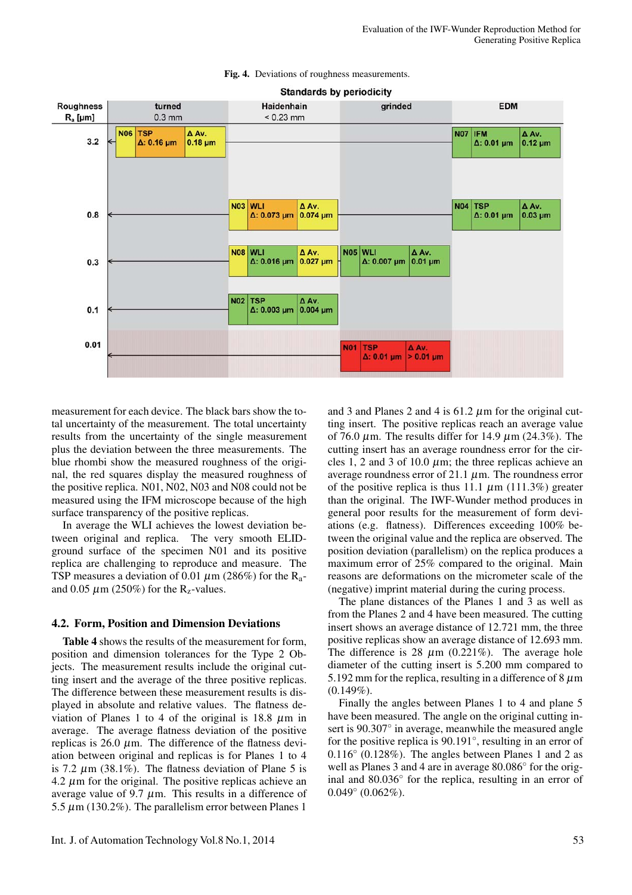**Fig. 4.** Deviations of roughness measurements.

measurement for each device. The black bars show the total uncertainty of the measurement. The total uncertainty results from the uncertainty of the single measurement plus the deviation between the three measurements. The blue rhombi show the measured roughness of the original, the red squares display the measured roughness of the positive replica. N01, N02, N03 and N08 could not be measured using the IFM microscope because of the high surface transparency of the positive replicas.

In average the WLI achieves the lowest deviation between original and replica. The very smooth ELID-ground surface of the specimen N01 and its positive replica are challenging to reproduce and measure. The TSP measures a deviation of 0.01 $\mu$m (286%) for the $R_a$- and 0.05 $\mu$m (250%) for the $R_z$-values.

### 4.2. Form, Position and Dimension Deviations

**Table 4** shows the results of the measurement for form, position and dimension tolerances for the Type 2 Objects. The measurement results include the original cutting insert and the average of the three positive replicas. The difference between these measurement results is displayed in absolute and relative values. The flatness deviation of Planes 1 to 4 of the original is 18.8 $\mu$m in average. The average flatness deviation of the positive replicas is 26.0 $\mu$m. The difference of the flatness deviation between original and replicas is for Planes 1 to 4 is 7.2 $\mu$m (38.1%). The flatness deviation of Plane 5 is 4.2 $\mu$m for the original. The positive replicas achieve an average value of 9.7 $\mu$m. This results in a difference of 5.5 $\mu$m (130.2%). The parallelism error between Planes 1 and 3 and Planes 2 and 4 is 61.2 $\mu$m for the original cutting insert. The positive replicas reach an average value of 76.0 $\mu$m. The results differ for 14.9 $\mu$m (24.3%). The cutting insert has an average roundness error for the circles 1, 2 and 3 of 10.0 $\mu$m; the three replicas achieve an average roundness error of 21.1 $\mu$m. The roundness error of the positive replica is thus 11.1 $\mu$m (111.3%) greater than the original. The IWF-Wunder method produces in general poor results for the measurement of form deviations (e.g. flatness). Differences exceeding 100% between the original value and the replica are observed. The position deviation (parallelism) on the replica produces a maximum error of 25% compared to the original. Main reasons are deformations on the micrometer scale of the (negative) imprint material during the curing process.

The plane distances of the Planes 1 and 3 as well as from the Planes 2 and 4 have been measured. The cutting insert shows an average distance of 12.721 mm, the three positive replicas show an average distance of 12.693 mm. The difference is 28 $\mu$m (0.221%). The average hole diameter of the cutting insert is 5.200 mm compared to 5.192 mm for the replica, resulting in a difference of 8 $\mu$m (0.149%).

Finally the angles between Planes 1 to 4 and plane 5 have been measured. The angle on the original cutting insert is 90.307° in average, meanwhile the measured angle for the positive replica is 90.191°, resulting in an error of 0.116° (0.128%). The angles between Planes 1 and 2 as well as Planes 3 and 4 are in average 80.086° for the original and 80.036° for the replica, resulting in an error of 0.049° (0.062%).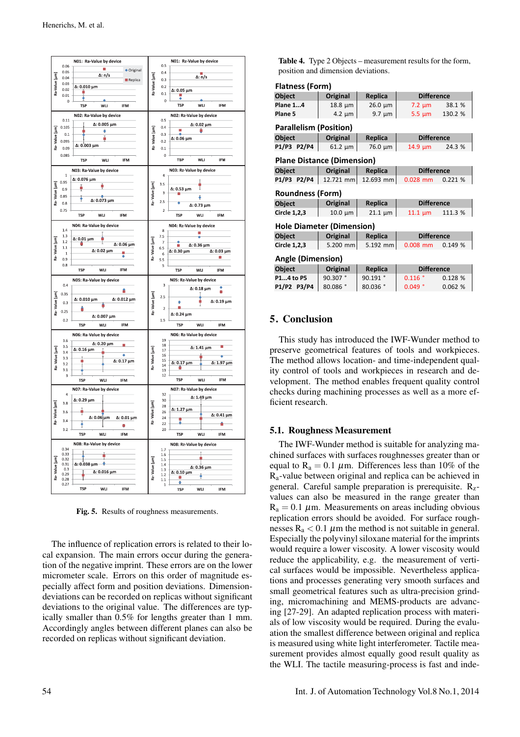Fig. 5. Results of roughness measurements.

The influence of replication errors is related to their local expansion. The main errors occur during the generation of the negative imprint. These errors are on the lower micrometer scale. Errors on this order of magnitude especially affect form and position deviations. Dimension-deviations can be recorded on replicas without significant deviations to the original value. The differences are typically smaller than 0.5% for lengths greater than 1 mm. Accordingly angles between different planes can also be recorded on replicas without significant deviation.

Table 4. Type 2 Objects – measurement results for the form, position and dimension deviations.

**Flatness (Form)**

| Object | Original | Replica | Difference | |
|---|---|---|---|---|
| Plane 1...4 | 18.8 µm | 26.0 µm | 7.2 µm | 38.1 % |
| Plane 5 | 4.2 µm | 9.7 µm | 5.5 µm | 130.2 % |

**Parallelism (Position)**

| Object | Original | Replica | Difference | |
|---|---|---|---|---|
| P1/P3 P2/P4 | 61.2 µm | 76.0 µm | 14.9 µm | 24.3 % |

**Plane Distance (Dimension)**

| Object | Original | Replica | Difference | |
|---|---|---|---|---|
| P1/P3 P2/P4 | 12.721 mm | 12.693 mm | 0.028 mm | 0.221 % |

**Roundness (Form)**

| Object | Original | Replica | Difference | |
|---|---|---|---|---|
| Circle 1,2,3 | 10.0 µm | 21.1 µm | 11.1 µm | 111.3 % |

**Hole Diameter (Dimension)**

| Object | Original | Replica | Difference | |
|---|---|---|---|---|
| Circle 1,2,3 | 5.200 mm | 5.192 mm | 0.008 mm | 0.149 % |

**Angle (Dimension)**

| Object | Original | Replica | Difference | |
|---|---|---|---|---|
| P1...4 to P5 | 90.307 ° | 90.191 ° | 0.116 ° | 0.128 % |
| P1/P2 P3/P4 | 80.086 ° | 80.036 ° | 0.049 ° | 0.062 % |

## 5. Conclusion

This study has introduced the IWF-Wunder method to preserve geometrical features of tools and workpieces. The method allows location- and time-independent quality control of tools and workpieces in research and development. The method enables frequent quality control checks during machining processes as well as a more efficient research.

### 5.1. Roughness Measurement

The IWF-Wunder method is suitable for analyzing machined surfaces with surfaces roughnesses greater than or equal to $R_a = 0.1$ $\mu$m. Differences less than 10% of the $R_a$-value between original and replica can be achieved in general. Careful sample preparation is prerequisite. $R_z$-values can also be measured in the range greater than $R_a = 0.1$ $\mu$m. Measurements on areas including obvious replication errors should be avoided. For surface roughnesses $R_a < 0.1$ $\mu$m the method is not suitable in general. Especially the polyvinyl siloxane material for the imprints would require a lower viscosity. A lower viscosity would reduce the applicability, e.g. the measurement of vertical surfaces would be impossible. Nevertheless applications and processes generating very smooth surfaces and small geometrical features such as ultra-precision grinding, micromachining and MEMS-products are advancing [27-29]. An adapted replication process with materials of low viscosity would be required. During the evaluation the smallest difference between original and replica is measured using white light interferometer. Tactile measurement provides almost equally good result quality as the WLI. The tactile measuring-process is fast and inde-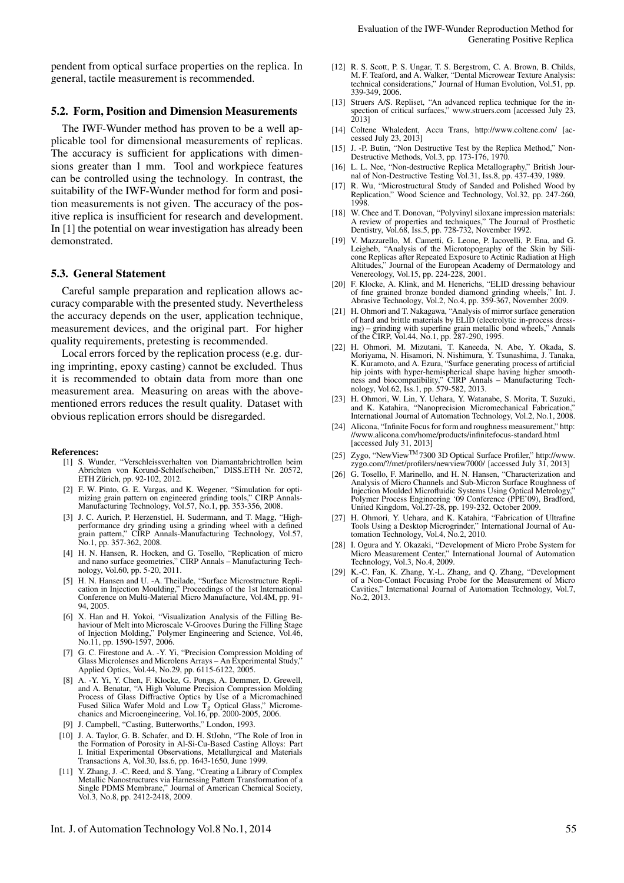pendent from optical surface properties on the replica. In general, tactile measurement is recommended.

### 5.2. Form, Position and Dimension Measurements

The IWF-Wunder method has proven to be a well applicable tool for dimensional measurements of replicas. The accuracy is sufficient for applications with dimensions greater than 1 mm. Tool and workpiece features can be controlled using the technology. In contrast, the suitability of the IWF-Wunder method for form and position measurements is not given. The accuracy of the positive replica is insufficient for research and development. In [1] the potential on wear investigation has already been demonstrated.

### 5.3. General Statement

Careful sample preparation and replication allows accuracy comparable with the presented study. Nevertheless the accuracy depends on the user, application technique, measurement devices, and the original part. For higher quality requirements, pretesting is recommended.

Local errors forced by the replication process (e.g. during imprinting, epoxy casting) cannot be excluded. Thus it is recommended to obtain data from more than one measurement area. Measuring on areas with the above-mentioned errors reduces the result quality. Dataset with obvious replication errors should be disregarded.

**References:**

[1] S. Wunder, "Verschleissverhalten von Diamantabrichtrollen beim Abrichten von Korund-Schleifscheiben," DISS.ETH Nr. 20572, ETH Zürich, pp. 92-102, 2012.

[2] F. W. Pinto, G. E. Vargas, and K. Wegener, "Simulation for optimizing grain pattern on engineered grinding tools," CIRP Annals-Manufacturing Technology, Vol.57, No.1, pp. 353-356, 2008.

[3] J. C. Aurich, P. Herzenstiel, H. Sudermann, and T. Magg, "High-performance dry grinding using a grinding wheel with a defined grain pattern," CIRP Annals-Manufacturing Technology, Vol.57, No.1, pp. 357-362, 2008.

[4] H. N. Hansen, R. Hocken, and G. Tosello, "Replication of micro and nano surface geometries," CIRP Annals – Manufacturing Technology, Vol.60, pp. 5-20, 2011.

[5] H. N. Hansen and U. -A. Theilade, "Surface Microstructure Replication in Injection Moulding," Proceedings of the 1st International Conference on Multi-Material Micro Manufacture, Vol.4M, pp. 91-94, 2005.

[6] X. Han and H. Yokoi, "Visualization Analysis of the Filling Behaviour of Melt into Microscale V-Grooves During the Filling Stage of Injection Molding," Polymer Engineering and Science, Vol.46, No.11, pp. 1590-1597, 2006.

[7] G. C. Firestone and A. -Y. Yi, "Precision Compression Molding of Glass Microlenses and Microlens Arrays – An Experimental Study," Applied Optics, Vol.44, No.29, pp. 6115-6122, 2005.

[8] A. -Y. Yi, Y. Chen, F. Klocke, G. Pongs, A. Demmer, D. Grewell, and A. Benatar, "A High Volume Precision Compression Molding Process of Glass Diffractive Optics by Use of a Micromachined Fused Silica Wafer Mold and Low $T_g$ Optical Glass," Micromechanics and Microengineering, Vol.16, pp. 2000-2005, 2006.

[9] J. Campbell, "Casting, Butterworths," London, 1993.

[10] J. A. Taylor, G. B. Schafer, and D. H. StJohn, "The Role of Iron in the Formation of Porosity in Al-Si-Cu-Based Casting Alloys: Part I. Initial Experimental Observations, Metallurgical and Materials Transactions A, Vol.30, Iss.6, pp. 1643-1650, June 1999.

[11] Y. Zhang, J. -C. Reed, and S. Yang, "Creating a Library of Complex Metallic Nanostructures via Harnessing Pattern Transformation of a Single PDMS Membrane," Journal of American Chemical Society, Vol.3, No.8, pp. 2412-2418, 2009.

[12] R. S. Scott, P. S. Ungar, T. S. Bergstrom, C. A. Brown, B. Childs, M. F. Teaford, and A. Walker, "Dental Microwear Texture Analysis: technical considerations," Journal of Human Evolution, Vol.51, pp. 339-349, 2006.

[13] Struers A/S. Repliset, "An advanced replica technique for the inspection of critical surfaces," www.struers.com [accessed July 23, 2013]

[14] Coltene Whaledent, Accu Trans, http://www.coltene.com/ [accessed July 23, 2013]

[15] J. -P. Butin, "Non Destructive Test by the Replica Method," Non-Destructive Methods, Vol.3, pp. 173-176, 1970.

[16] L. L. Nee, "Non-destructive Replica Metallography," British Journal of Non-Destructive Testing Vol.31, Iss.8, pp. 437-439, 1989.

[17] R. Wu, "Microstructural Study of Sanded and Polished Wood by Replication," Wood Science and Technology, Vol.32, pp. 247-260, 1998.

[18] W. Chee and T. Donovan, "Polyvinyl siloxane impression materials: A review of properties and techniques," The Journal of Prosthetic Dentistry, Vol.68, Iss.5, pp. 728-732, November 1992.

[19] V. Mazzarello, M. Cametti, G. Leone, P. Iacovelli, P. Ena, and G. Leigheb, "Analysis of the Microtopography of the Skin by Silicone Replicas after Repeated Exposure to Actinic Radiation at High Altitudes," Journal of the European Academy of Dermatology and Venereology, Vol.15, pp. 224-228, 2001.

[20] F. Klocke, A. Klink, and M. Henerichs, "ELID dressing behaviour of fine grained bronze bonded diamond grinding wheels," Int. J. Abrasive Technology, Vol.2, No.4, pp. 359-367, November 2009.

[21] H. Ohmori and T. Nakagawa, "Analysis of mirror surface generation of hard and brittle materials by ELID (electrolytic in-process dressing) – grinding with superfine grain metallic bond wheels," Annals of the CIRP, Vol.44, No.1, pp. 287-290, 1995.

[22] H. Ohmori, M. Mizutani, T. Kaneeda, N. Abe, Y. Okada, S. Moriyama, N. Hisamori, N. Nishimura, Y. Tsunashima, J. Tanaka, K. Kuramoto, and A. Ezura, "Surface generating process of artificial hip joints with hyper-hemispherical shape having higher smoothness and biocompatibility," CIRP Annals – Manufacturing Technology, Vol.62, Iss.1, pp. 579-582, 2013.

[23] H. Ohmori, W. Lin, Y. Uehara, Y. Watanabe, S. Morita, T. Suzuki, and K. Katahira, "Nanoprecision Micromechanical Fabrication," International Journal of Automation Technology, Vol.2, No.1, 2008.

[24] Alicona, "Infinite Focus for form and roughness measurement," http://www.alicona.com/home/products/infinitefocus-standard.html [accessed July 31, 2013]

[25] Zygo, "NewView™ 7300 3D Optical Surface Profiler," http://www.zygo.com/?/met/profilers/newview7000/ [accessed July 31, 2013]

[26] G. Tosello, F. Marinello, and H. N. Hansen, "Characterization and Analysis of Micro Channels and Sub-Micron Surface Roughness of Injection Moulded Microfluidic Systems Using Optical Metrology," Polymer Process Engineering '09 Conference (PPE'09), Bradford, United Kingdom, Vol.27-28, pp. 199-232. October 2009.

[27] H. Ohmori, Y. Uehara, and K. Katahira, "Fabrication of Ultrafine Tools Using a Desktop Microgrinder," International Journal of Automation Technology, Vol.4, No.2, 2010.

[28] I. Ogura and Y. Okazaki, "Development of Micro Probe System for Micro Measurement Center," International Journal of Automation Technology, Vol.3, No.4, 2009.

[29] K.-C. Fan, K. Zhang, Y.-L. Zhang, and Q. Zhang, "Development of a Non-Contact Focusing Probe for the Measurement of Micro Cavities," International Journal of Automation Technology, Vol.7, No.2, 2013.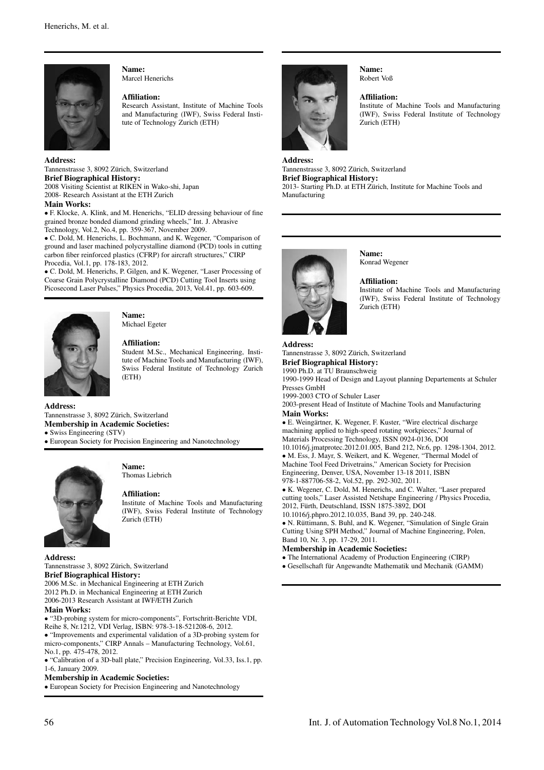**Name:**
Marcel Henerichs

**Affiliation:**
Research Assistant, Institute of Machine Tools and Manufacturing (IWF), Swiss Federal Institute of Technology Zurich (ETH)

**Address:**
Tannenstrasse 3, 8092 Zürich, Switzerland

**Brief Biographical History:**
2008 Visiting Scientist at RIKEN in Wako-shi, Japan
2008- Research Assistant at the ETH Zurich

**Main Works:**

- F. Klocke, A. Klink, and M. Henerichs, "ELID dressing behaviour of fine grained bronze bonded diamond grinding wheels," Int. J. Abrasive Technology, Vol.2, No.4, pp. 359-367, November 2009.
- C. Dold, M. Henerichs, L. Bochmann, and K. Wegener, "Comparison of ground and laser machined polycrystalline diamond (PCD) tools in cutting carbon fiber reinforced plastics (CFRP) for aircraft structures," CIRP Procedia, Vol.1, pp. 178-183, 2012.
- C. Dold, M. Henerichs, P. Gilgen, and K. Wegener, "Laser Processing of Coarse Grain Polycrystalline Diamond (PCD) Cutting Tool Inserts using Picosecond Laser Pulses," Physics Procedia, 2013, Vol.41, pp. 603-609.

---

**Name:**
Michael Egeter

**Affiliation:**
Student M.Sc., Mechanical Engineering, Institute of Machine Tools and Manufacturing (IWF), Swiss Federal Institute of Technology Zurich (ETH)

**Address:**
Tannenstrasse 3, 8092 Zürich, Switzerland

**Membership in Academic Societies:**

- Swiss Engineering (STV)
- European Society for Precision Engineering and Nanotechnology

---

**Name:**
Thomas Liebrich

**Affiliation:**
Institute of Machine Tools and Manufacturing (IWF), Swiss Federal Institute of Technology Zurich (ETH)

**Address:**
Tannenstrasse 3, 8092 Zürich, Switzerland

**Brief Biographical History:**
2006 M.Sc. in Mechanical Engineering at ETH Zurich
2012 Ph.D. in Mechanical Engineering at ETH Zurich
2006-2013 Research Assistant at IWF/ETH Zurich

**Main Works:**

- "3D-probing system for micro-components", Fortschritt-Berichte VDI, Reihe 8, Nr.1212, VDI Verlag, ISBN: 978-3-18-521208-6, 2012.
- "Improvements and experimental validation of a 3D-probing system for micro-components," CIRP Annals – Manufacturing Technology, Vol.61, No.1, pp. 475-478, 2012.
- "Calibration of a 3D-ball plate," Precision Engineering, Vol.33, Iss.1, pp. 1-6, January 2009.

**Membership in Academic Societies:**

- European Society for Precision Engineering and Nanotechnology

---

**Name:**
Robert Voß

**Affiliation:**
Institute of Machine Tools and Manufacturing (IWF), Swiss Federal Institute of Technology Zurich (ETH)

**Address:**
Tannenstrasse 3, 8092 Zürich, Switzerland

**Brief Biographical History:**
2013- Starting Ph.D. at ETH Zürich, Institute for Machine Tools and Manufacturing

---

**Name:**
Konrad Wegener

**Affiliation:**
Institute of Machine Tools and Manufacturing (IWF), Swiss Federal Institute of Technology Zurich (ETH)

**Address:**
Tannenstrasse 3, 8092 Zürich, Switzerland

**Brief Biographical History:**
1990 Ph.D. at TU Braunschweig
1990-1999 Head of Design and Layout planning Departements at Schuler Presses GmbH
1999-2003 CTO of Schuler Laser
2003-present Head of Institute of Machine Tools and Manufacturing

**Main Works:**

- E. Weingärtner, K. Wegener, F. Kuster, "Wire electrical discharge machining applied to high-speed rotating workpieces," Journal of Materials Processing Technology, ISSN 0924-0136, DOI 10.1016/j.jmatprotec.2012.01.005, Band 212, Nr.6, pp. 1298-1304, 2012.
- M. Ess, J. Mayr, S. Weikert, and K. Wegener, "Thermal Model of Machine Tool Feed Drivetrains," American Society for Precision Engineering, Denver, USA, November 13-18 2011, ISBN 978-1-887706-58-2, Vol.52, pp. 292-302, 2011.
- K. Wegener, C. Dold, M. Henerichs, and C. Walter, "Laser prepared cutting tools," Laser Assisted Netshape Engineering / Physics Procedia, 2012, Fürth, Deutschland, ISSN 1875-3892, DOI 10.1016/j.phpro.2012.10.035, Band 39, pp. 240-248.
- N. Rüttimann, S. Buhl, and K. Wegener, "Simulation of Single Grain Cutting Using SPH Method," Journal of Machine Engineering, Polen, Band 10, Nr. 3, pp. 17-29, 2011.

**Membership in Academic Societies:**

- The International Academy of Production Engineering (CIRP)
- Gesellschaft für Angewandte Mathematik und Mechanik (GAMM)